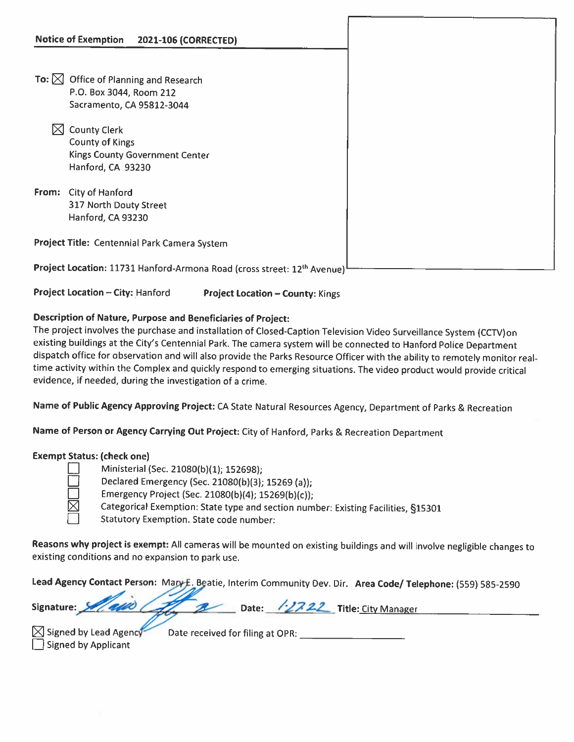**Notice of Exemption 2021-106 (CORRECTED)**

**To:** ☒ Office of Planning and Research
P.O. Box 3044, Room 212
Sacramento, CA 95812-3044

☒ County Clerk
County of Kings
Kings County Government Center
Hanford, CA 93230

**From:** City of Hanford
317 North Douty Street
Hanford, CA 93230

**Project Title:** Centennial Park Camera System

**Project Location:** 11731 Hanford-Armona Road (cross street: 12th Avenue)

**Project Location – City:** Hanford **Project Location – County:** Kings

**Description of Nature, Purpose and Beneficiaries of Project:**
The project involves the purchase and installation of Closed-Caption Television Video Surveillance System (CCTV)on existing buildings at the City's Centennial Park. The camera system will be connected to Hanford Police Department dispatch office for observation and will also provide the Parks Resource Officer with the ability to remotely monitor real-time activity within the Complex and quickly respond to emerging situations. The video product would provide critical evidence, if needed, during the investigation of a crime.

**Name of Public Agency Approving Project:** CA State Natural Resources Agency, Department of Parks & Recreation

**Name of Person or Agency Carrying Out Project:** City of Hanford, Parks & Recreation Department

**Exempt Status: (check one)**

- ☐ Ministerial (Sec. 21080(b)(1); 152698);
- ☐ Declared Emergency (Sec. 21080(b)(3); 15269 (a));
- ☐ Emergency Project (Sec. 21080(b)(4); 15269(b)(c));
- ☒ Categorical Exemption: State type and section number: Existing Facilities, §15301
- ☐ Statutory Exemption. State code number:

**Reasons why project is exempt:** All cameras will be mounted on existing buildings and will involve negligible changes to existing conditions and no expansion to park use.

**Lead Agency Contact Person:** Mary E. Beatie, Interim Community Dev. Dir. **Area Code/ Telephone:** (559) 585-2590

**Signature:** [signature] **Date:** 1-27-22 **Title:** City Manager

☒ Signed by Lead Agency Date received for filing at OPR: ________________
☐ Signed by Applicant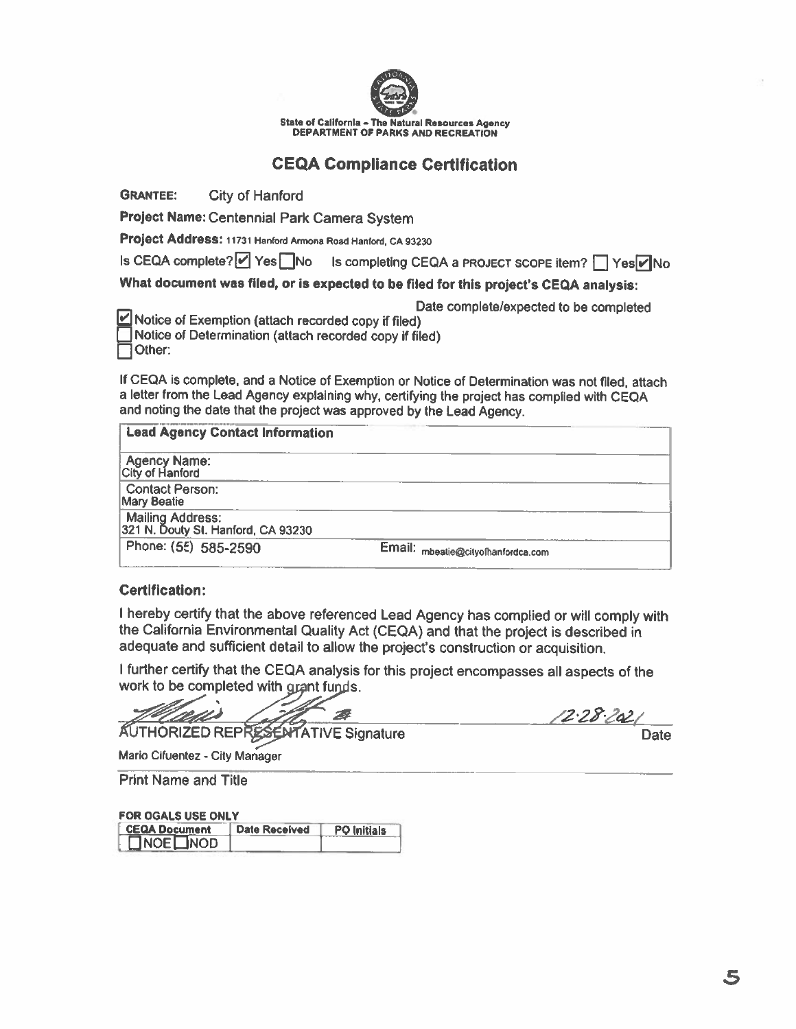State of California – The Natural Resources Agency
DEPARTMENT OF PARKS AND RECREATION

# CEQA Compliance Certification

**GRANTEE:** City of Hanford

**Project Name:** Centennial Park Camera System

**Project Address:** 11731 Hanford Armona Road Hanford, CA 93230

Is CEQA complete? ☑ Yes ☐ No   Is completing CEQA a PROJECT SCOPE item? ☐ Yes ☑ No

**What document was filed, or is expected to be filed for this project's CEQA analysis:**

Date complete/expected to be completed

☑ Notice of Exemption (attach recorded copy if filed)
☐ Notice of Determination (attach recorded copy if filed)
☐ Other:

If CEQA is complete, and a Notice of Exemption or Notice of Determination was not filed, attach a letter from the Lead Agency explaining why, certifying the project has complied with CEQA and noting the date that the project was approved by the Lead Agency.

| **Lead Agency Contact Information** | |
|---|---|
| Agency Name: City of Hanford | |
| Contact Person: Mary Beatie | |
| Mailing Address: 321 N. Douty St. Hanford, CA 93230 | |
| Phone: (55) 585-2590 | Email: mbeatie@cityofhanfordca.com |

### Certification:

I hereby certify that the above referenced Lead Agency has complied or will comply with the California Environmental Quality Act (CEQA) and that the project is described in adequate and sufficient detail to allow the project's construction or acquisition.

I further certify that the CEQA analysis for this project encompasses all aspects of the work to be completed with grant funds.

AUTHORIZED REPRESENTATIVE Signature  12-28-2021
Date

Mario Cifuentez - City Manager

Print Name and Title

**FOR OGALS USE ONLY**

| CEQA Document | Date Received | PO Initials |
|---|---|---|
| ☐ NOE ☐ NOD | | |